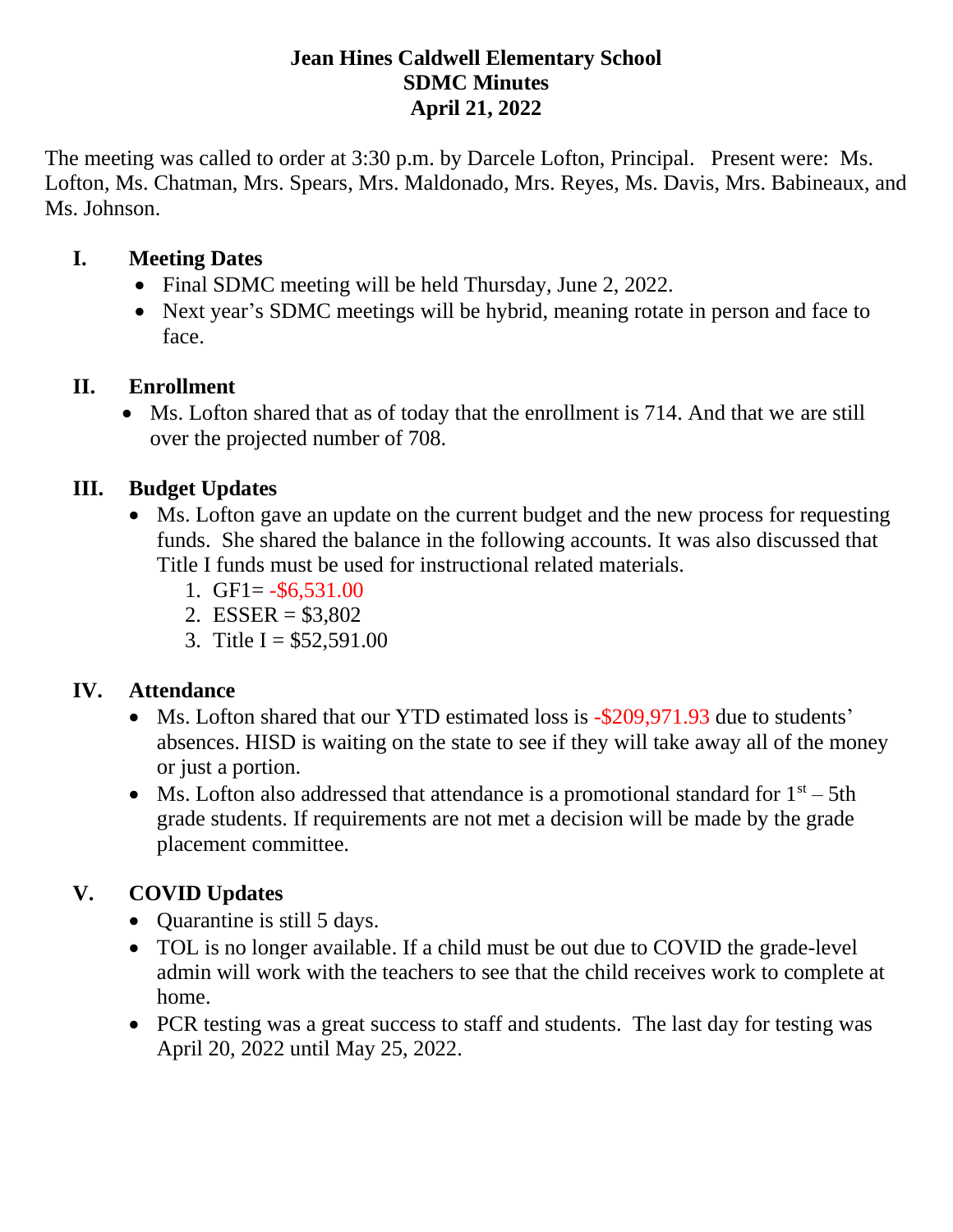# Jean Hines Caldwell Elementary School
## SDMC Minutes
## April 21, 2022

The meeting was called to order at 3:30 p.m. by Darcele Lofton, Principal. Present were: Ms. Lofton, Ms. Chatman, Mrs. Spears, Mrs. Maldonado, Mrs. Reyes, Ms. Davis, Mrs. Babineaux, and Ms. Johnson.

### I. Meeting Dates

- Final SDMC meeting will be held Thursday, June 2, 2022.
- Next year's SDMC meetings will be hybrid, meaning rotate in person and face to face.

### II. Enrollment

- Ms. Lofton shared that as of today that the enrollment is 714. And that we are still over the projected number of 708.

### III. Budget Updates

- Ms. Lofton gave an update on the current budget and the new process for requesting funds. She shared the balance in the following accounts. It was also discussed that Title I funds must be used for instructional related materials.
  1. GF1= -$6,531.00
  2. ESSER = $3,802
  3. Title I = $52,591.00

### IV. Attendance

- Ms. Lofton shared that our YTD estimated loss is -$209,971.93 due to students' absences. HISD is waiting on the state to see if they will take away all of the money or just a portion.
- Ms. Lofton also addressed that attendance is a promotional standard for 1st – 5th grade students. If requirements are not met a decision will be made by the grade placement committee.

### V. COVID Updates

- Quarantine is still 5 days.
- TOL is no longer available. If a child must be out due to COVID the grade-level admin will work with the teachers to see that the child receives work to complete at home.
- PCR testing was a great success to staff and students. The last day for testing was April 20, 2022 until May 25, 2022.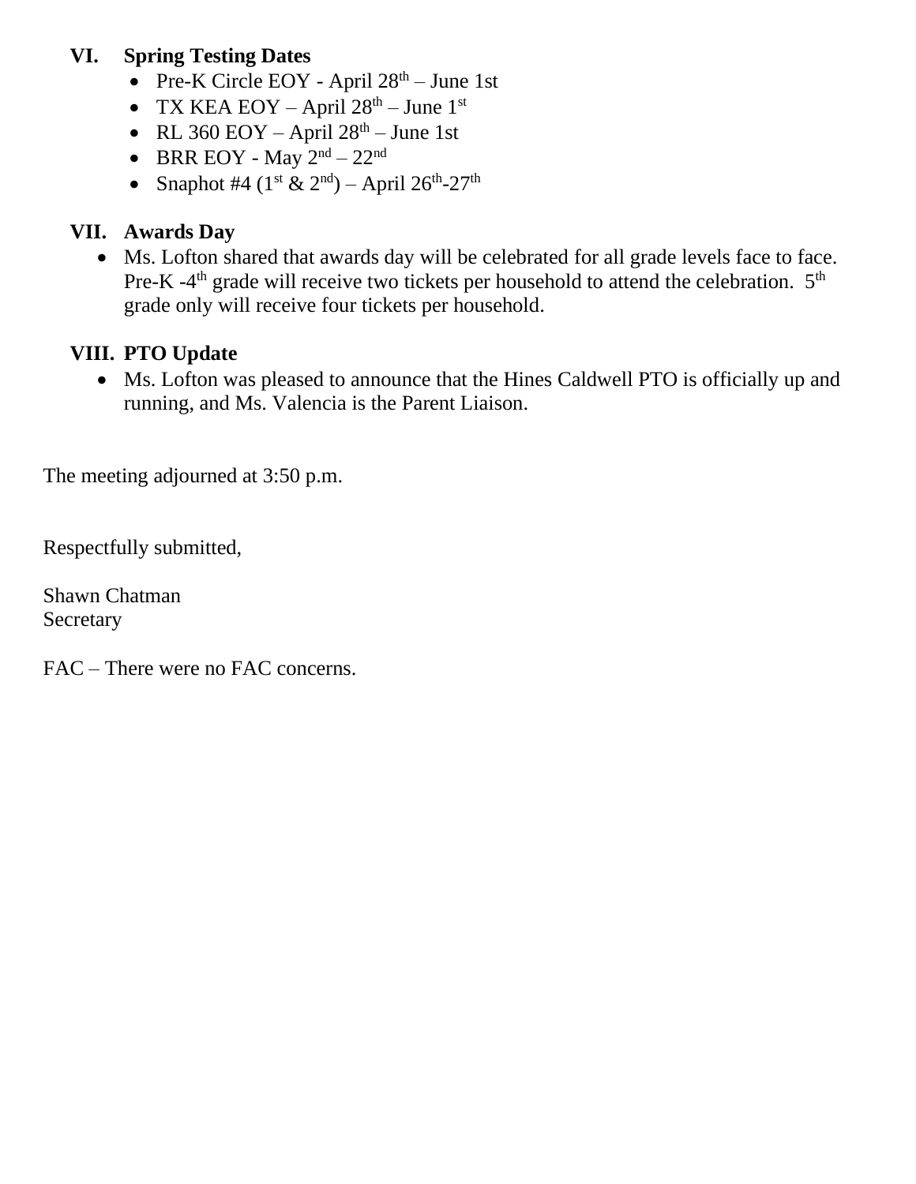## VI. Spring Testing Dates

- Pre-K Circle EOY - April 28th – June 1st
- TX KEA EOY – April 28th – June 1st
- RL 360 EOY – April 28th – June 1st
- BRR EOY - May 2nd – 22nd
- Snaphot #4 (1st & 2nd) – April 26th-27th

## VII. Awards Day

- Ms. Lofton shared that awards day will be celebrated for all grade levels face to face. Pre-K -4th grade will receive two tickets per household to attend the celebration. 5th grade only will receive four tickets per household.

## VIII. PTO Update

- Ms. Lofton was pleased to announce that the Hines Caldwell PTO is officially up and running, and Ms. Valencia is the Parent Liaison.

The meeting adjourned at 3:50 p.m.

Respectfully submitted,

Shawn Chatman
Secretary

FAC – There were no FAC concerns.